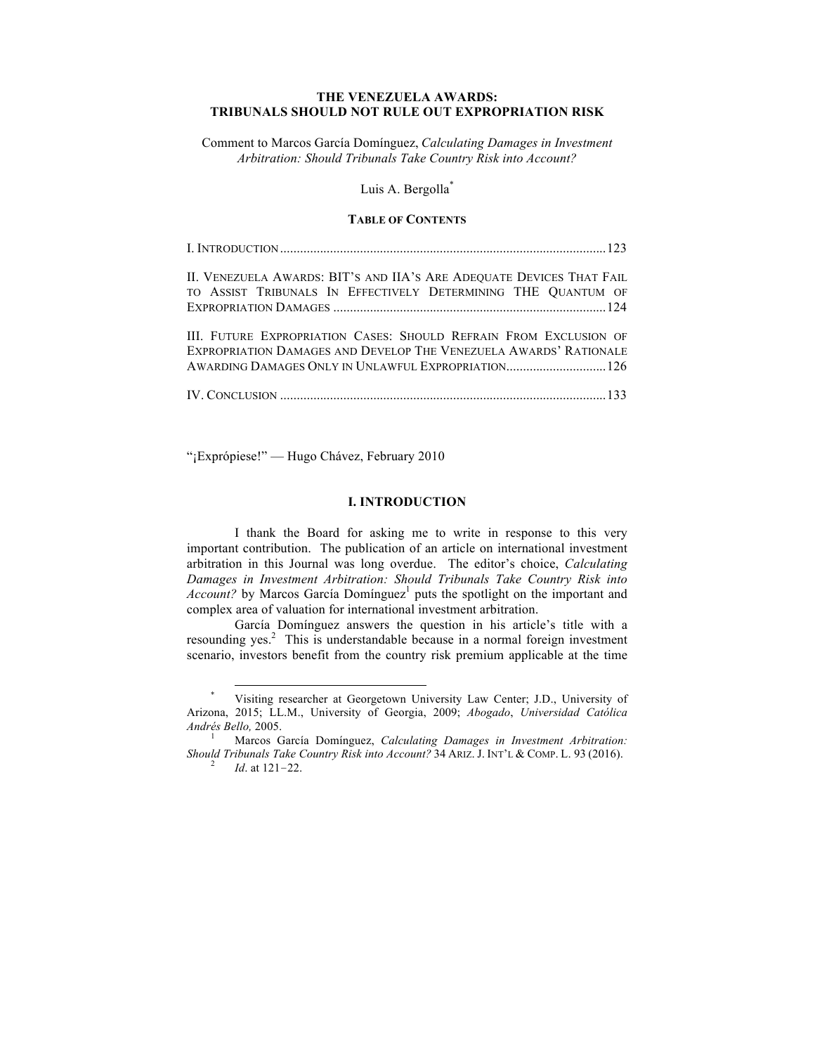# THE VENEZUELA AWARDS: TRIBUNALS SHOULD NOT RULE OUT EXPROPRIATION RISK

Comment to Marcos García Domínguez, *Calculating Damages in Investment Arbitration: Should Tribunals Take Country Risk into Account?*

Luis A. Bergolla[*]

**TABLE OF CONTENTS**

I. INTRODUCTION ........................................................................................ 123

II. VENEZUELA AWARDS: BIT'S AND IIA'S ARE ADEQUATE DEVICES THAT FAIL TO ASSIST TRIBUNALS IN EFFECTIVELY DETERMINING THE QUANTUM OF EXPROPRIATION DAMAGES ........................................................................ 124

III. FUTURE EXPROPRIATION CASES: SHOULD REFRAIN FROM EXCLUSION OF EXPROPRIATION DAMAGES AND DEVELOP THE VENEZUELA AWARDS' RATIONALE AWARDING DAMAGES ONLY IN UNLAWFUL EXPROPRIATION.............................. 126

IV. CONCLUSION ........................................................................................ 133

"¡Exprópiese!" — Hugo Chávez, February 2010

## I. INTRODUCTION

I thank the Board for asking me to write in response to this very important contribution. The publication of an article on international investment arbitration in this Journal was long overdue. The editor's choice, *Calculating Damages in Investment Arbitration: Should Tribunals Take Country Risk into Account?* by Marcos García Domínguez[1] puts the spotlight on the important and complex area of valuation for international investment arbitration.

García Domínguez answers the question in his article's title with a resounding yes.[2] This is understandable because in a normal foreign investment scenario, investors benefit from the country risk premium applicable at the time

---

[*] Visiting researcher at Georgetown University Law Center; J.D., University of Arizona, 2015; LL.M., University of Georgia, 2009; *Abogado*, *Universidad Católica Andrés Bello,* 2005.

[1] Marcos García Domínguez, *Calculating Damages in Investment Arbitration: Should Tribunals Take Country Risk into Account?* 34 ARIZ. J. INT'L & COMP. L. 93 (2016).

[2] *Id*. at 121–22.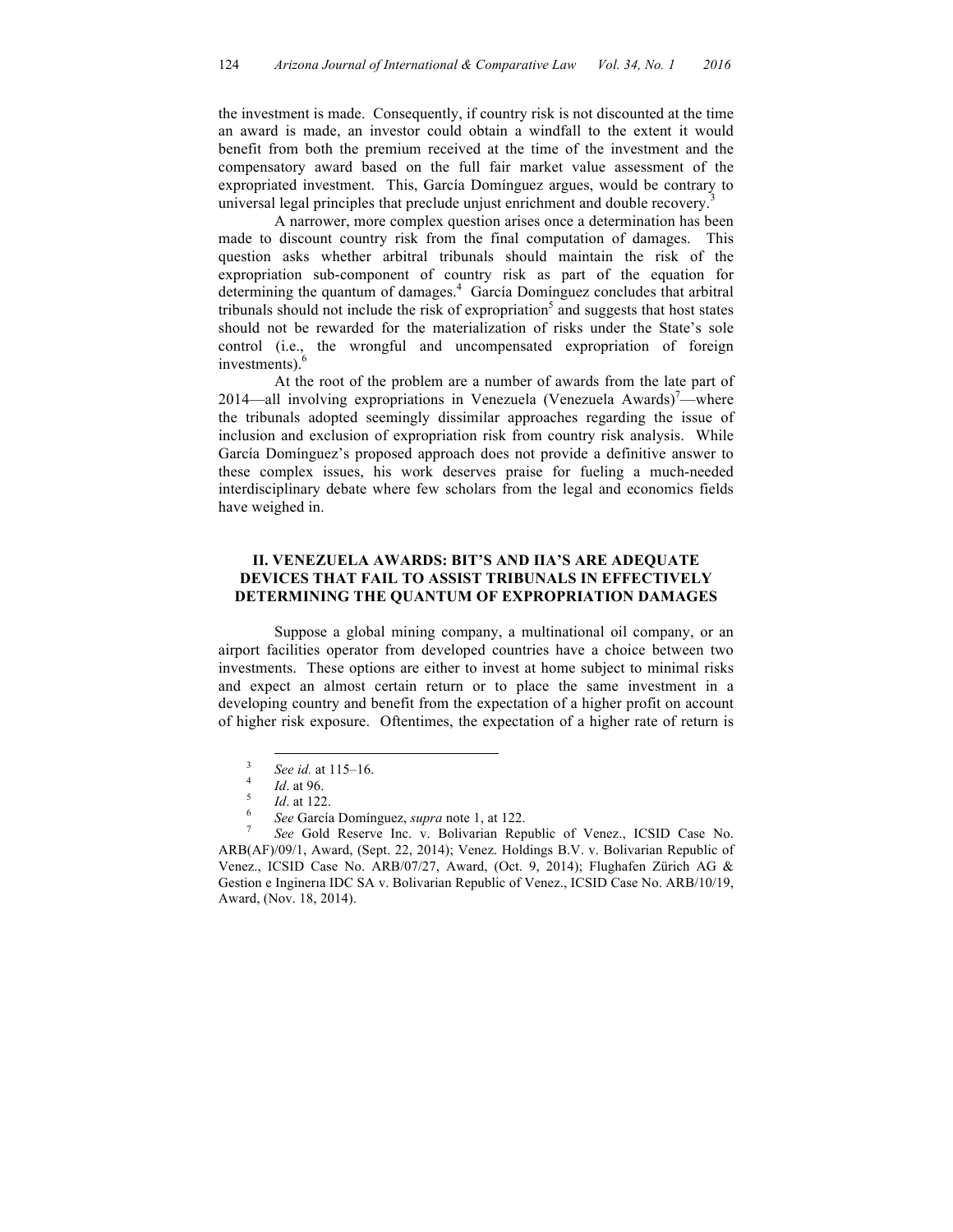the investment is made. Consequently, if country risk is not discounted at the time an award is made, an investor could obtain a windfall to the extent it would benefit from both the premium received at the time of the investment and the compensatory award based on the full fair market value assessment of the expropriated investment. This, García Domínguez argues, would be contrary to universal legal principles that preclude unjust enrichment and double recovery.[3]

A narrower, more complex question arises once a determination has been made to discount country risk from the final computation of damages. This question asks whether arbitral tribunals should maintain the risk of the expropriation sub-component of country risk as part of the equation for determining the quantum of damages.[4] García Domínguez concludes that arbitral tribunals should not include the risk of expropriation[5] and suggests that host states should not be rewarded for the materialization of risks under the State's sole control (i.e., the wrongful and uncompensated expropriation of foreign investments).[6]

At the root of the problem are a number of awards from the late part of 2014—all involving expropriations in Venezuela (Venezuela Awards)[7]—where the tribunals adopted seemingly dissimilar approaches regarding the issue of inclusion and exclusion of expropriation risk from country risk analysis. While García Domínguez's proposed approach does not provide a definitive answer to these complex issues, his work deserves praise for fueling a much-needed interdisciplinary debate where few scholars from the legal and economics fields have weighed in.

## II. VENEZUELA AWARDS: BIT'S AND IIA'S ARE ADEQUATE DEVICES THAT FAIL TO ASSIST TRIBUNALS IN EFFECTIVELY DETERMINING THE QUANTUM OF EXPROPRIATION DAMAGES

Suppose a global mining company, a multinational oil company, or an airport facilities operator from developed countries have a choice between two investments. These options are either to invest at home subject to minimal risks and expect an almost certain return or to place the same investment in a developing country and benefit from the expectation of a higher profit on account of higher risk exposure. Oftentimes, the expectation of a higher rate of return is

---

[3] *See id.* at 115–16.

[4] *Id*. at 96.

[5] *Id*. at 122.

[6] *See* García Domínguez, *supra* note 1, at 122.

[7] *See* Gold Reserve Inc. v. Bolivarian Republic of Venez., ICSID Case No. ARB(AF)/09/1, Award, (Sept. 22, 2014); Venez. Holdings B.V. v. Bolivarian Republic of Venez., ICSID Case No. ARB/07/27, Award, (Oct. 9, 2014); Flughafen Zürich AG & Gestion e Ingineria IDC SA v. Bolivarian Republic of Venez., ICSID Case No. ARB/10/19, Award, (Nov. 18, 2014).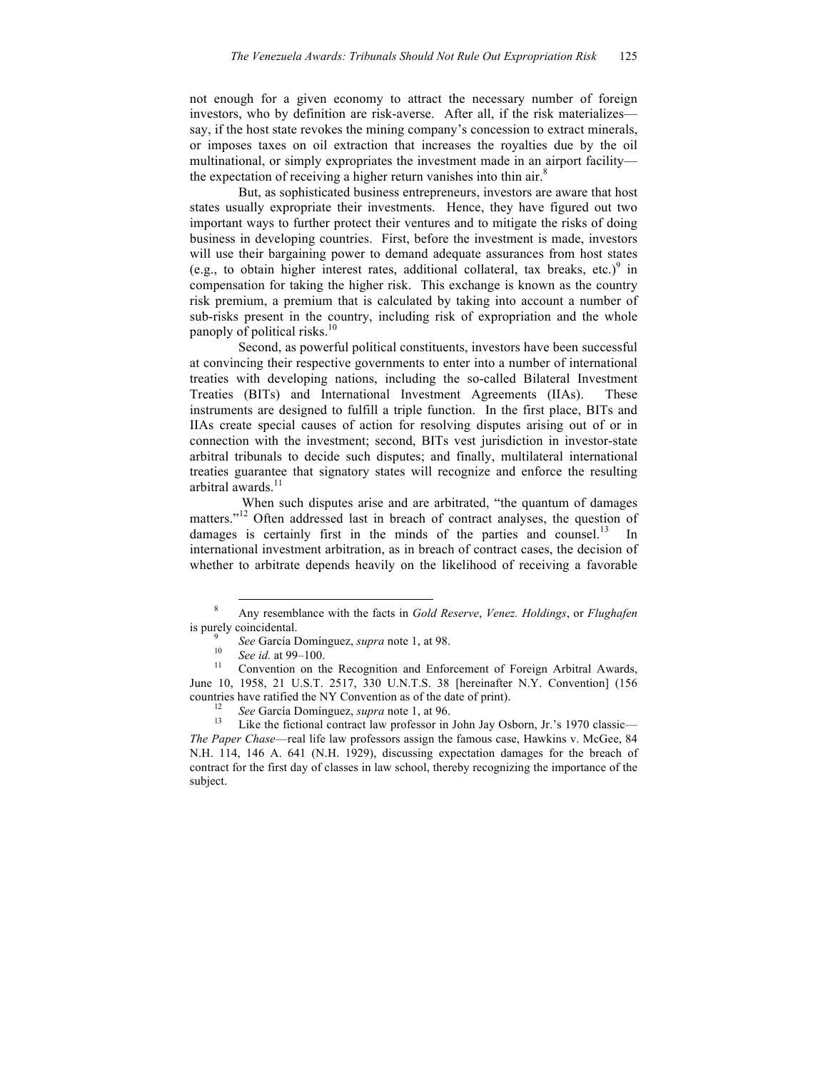not enough for a given economy to attract the necessary number of foreign investors, who by definition are risk-averse. After all, if the risk materializes—say, if the host state revokes the mining company's concession to extract minerals, or imposes taxes on oil extraction that increases the royalties due by the oil multinational, or simply expropriates the investment made in an airport facility—the expectation of receiving a higher return vanishes into thin air.[8]

But, as sophisticated business entrepreneurs, investors are aware that host states usually expropriate their investments. Hence, they have figured out two important ways to further protect their ventures and to mitigate the risks of doing business in developing countries. First, before the investment is made, investors will use their bargaining power to demand adequate assurances from host states (e.g., to obtain higher interest rates, additional collateral, tax breaks, etc.)[9] in compensation for taking the higher risk. This exchange is known as the country risk premium, a premium that is calculated by taking into account a number of sub-risks present in the country, including risk of expropriation and the whole panoply of political risks.[10]

Second, as powerful political constituents, investors have been successful at convincing their respective governments to enter into a number of international treaties with developing nations, including the so-called Bilateral Investment Treaties (BITs) and International Investment Agreements (IIAs). These instruments are designed to fulfill a triple function. In the first place, BITs and IIAs create special causes of action for resolving disputes arising out of or in connection with the investment; second, BITs vest jurisdiction in investor-state arbitral tribunals to decide such disputes; and finally, multilateral international treaties guarantee that signatory states will recognize and enforce the resulting arbitral awards.[11]

When such disputes arise and are arbitrated, "the quantum of damages matters."[12] Often addressed last in breach of contract analyses, the question of damages is certainly first in the minds of the parties and counsel.[13] In international investment arbitration, as in breach of contract cases, the decision of whether to arbitrate depends heavily on the likelihood of receiving a favorable

---

[8] Any resemblance with the facts in *Gold Reserve*, *Venez. Holdings*, or *Flughafen* is purely coincidental.

[9] *See* García Domínguez, *supra* note 1, at 98.

[10] *See id.* at 99–100.

[11] Convention on the Recognition and Enforcement of Foreign Arbitral Awards, June 10, 1958, 21 U.S.T. 2517, 330 U.N.T.S. 38 [hereinafter N.Y. Convention] (156 countries have ratified the NY Convention as of the date of print).

[12] *See* García Domínguez, *supra* note 1, at 96.

[13] Like the fictional contract law professor in John Jay Osborn, Jr.'s 1970 classic—*The Paper Chase*—real life law professors assign the famous case, Hawkins v. McGee, 84 N.H. 114, 146 A. 641 (N.H. 1929), discussing expectation damages for the breach of contract for the first day of classes in law school, thereby recognizing the importance of the subject.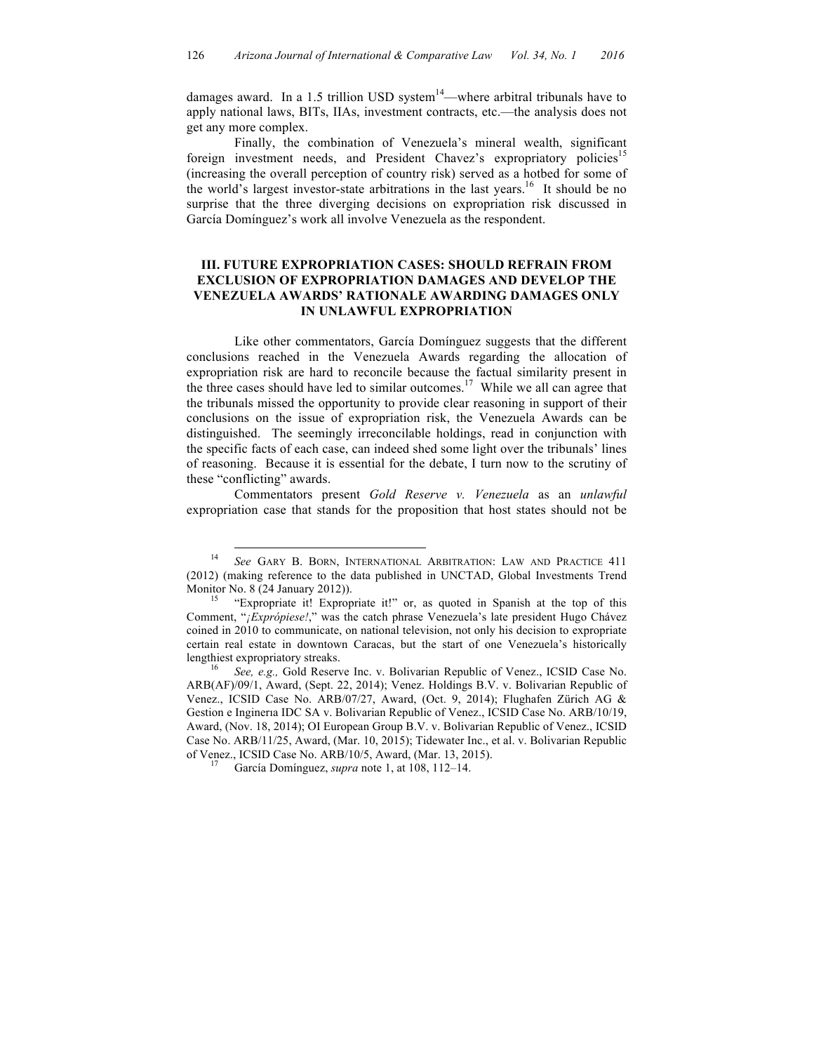damages award. In a 1.5 trillion USD system[14]—where arbitral tribunals have to apply national laws, BITs, IIAs, investment contracts, etc.—the analysis does not get any more complex.

Finally, the combination of Venezuela's mineral wealth, significant foreign investment needs, and President Chavez's expropriatory policies[15] (increasing the overall perception of country risk) served as a hotbed for some of the world's largest investor-state arbitrations in the last years.[16] It should be no surprise that the three diverging decisions on expropriation risk discussed in García Domínguez's work all involve Venezuela as the respondent.

## III. FUTURE EXPROPRIATION CASES: SHOULD REFRAIN FROM EXCLUSION OF EXPROPRIATION DAMAGES AND DEVELOP THE VENEZUELA AWARDS' RATIONALE AWARDING DAMAGES ONLY IN UNLAWFUL EXPROPRIATION

Like other commentators, García Domínguez suggests that the different conclusions reached in the Venezuela Awards regarding the allocation of expropriation risk are hard to reconcile because the factual similarity present in the three cases should have led to similar outcomes.[17] While we all can agree that the tribunals missed the opportunity to provide clear reasoning in support of their conclusions on the issue of expropriation risk, the Venezuela Awards can be distinguished. The seemingly irreconcilable holdings, read in conjunction with the specific facts of each case, can indeed shed some light over the tribunals' lines of reasoning. Because it is essential for the debate, I turn now to the scrutiny of these "conflicting" awards.

Commentators present *Gold Reserve v. Venezuela* as an *unlawful* expropriation case that stands for the proposition that host states should not be

---

[14] *See* GARY B. BORN, INTERNATIONAL ARBITRATION: LAW AND PRACTICE 411 (2012) (making reference to the data published in UNCTAD, Global Investments Trend Monitor No. 8 (24 January 2012)).

[15] "Expropriate it! Expropriate it!" or, as quoted in Spanish at the top of this Comment, "*¡Exprópiese!*," was the catch phrase Venezuela's late president Hugo Chávez coined in 2010 to communicate, on national television, not only his decision to expropriate certain real estate in downtown Caracas, but the start of one Venezuela's historically lengthiest expropriatory streaks.

[16] *See, e.g.,* Gold Reserve Inc. v. Bolivarian Republic of Venez., ICSID Case No. ARB(AF)/09/1, Award, (Sept. 22, 2014); Venez. Holdings B.V. v. Bolivarian Republic of Venez., ICSID Case No. ARB/07/27, Award, (Oct. 9, 2014); Flughafen Zürich AG & Gestion e Ingineria IDC SA v. Bolivarian Republic of Venez., ICSID Case No. ARB/10/19, Award, (Nov. 18, 2014); OI European Group B.V. v. Bolivarian Republic of Venez., ICSID Case No. ARB/11/25, Award, (Mar. 10, 2015); Tidewater Inc., et al. v. Bolivarian Republic of Venez., ICSID Case No. ARB/10/5, Award, (Mar. 13, 2015).

[17] García Domínguez, *supra* note 1, at 108, 112–14.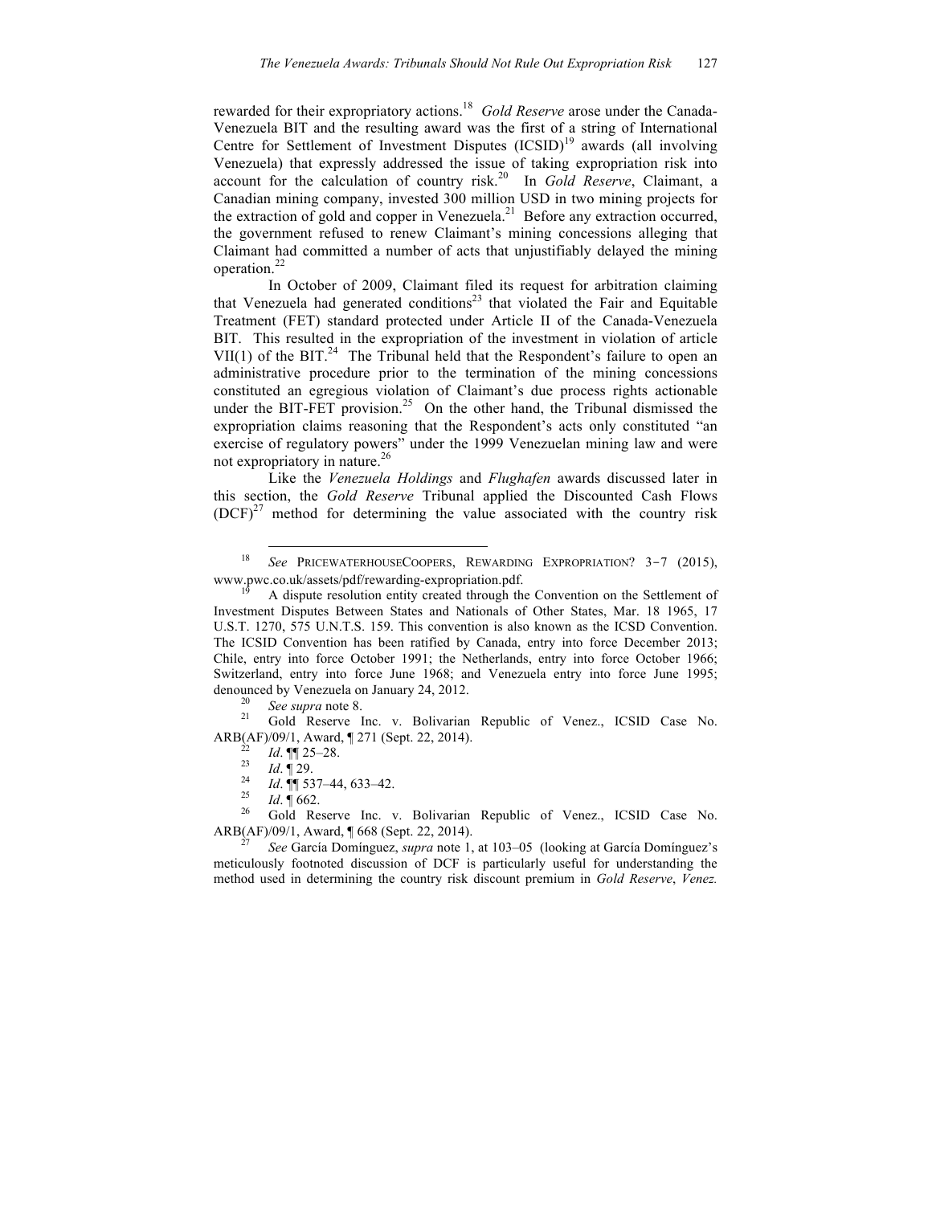rewarded for their expropriatory actions.[18] *Gold Reserve* arose under the Canada-Venezuela BIT and the resulting award was the first of a string of International Centre for Settlement of Investment Disputes (ICSID)[19] awards (all involving Venezuela) that expressly addressed the issue of taking expropriation risk into account for the calculation of country risk.[20] In *Gold Reserve*, Claimant, a Canadian mining company, invested 300 million USD in two mining projects for the extraction of gold and copper in Venezuela.[21] Before any extraction occurred, the government refused to renew Claimant's mining concessions alleging that Claimant had committed a number of acts that unjustifiably delayed the mining operation.[22]

In October of 2009, Claimant filed its request for arbitration claiming that Venezuela had generated conditions[23] that violated the Fair and Equitable Treatment (FET) standard protected under Article II of the Canada-Venezuela BIT. This resulted in the expropriation of the investment in violation of article VII(1) of the BIT.[24] The Tribunal held that the Respondent's failure to open an administrative procedure prior to the termination of the mining concessions constituted an egregious violation of Claimant's due process rights actionable under the BIT-FET provision.[25] On the other hand, the Tribunal dismissed the expropriation claims reasoning that the Respondent's acts only constituted "an exercise of regulatory powers" under the 1999 Venezuelan mining law and were not expropriatory in nature.[26]

Like the *Venezuela Holdings* and *Flughafen* awards discussed later in this section, the *Gold Reserve* Tribunal applied the Discounted Cash Flows (DCF)[27] method for determining the value associated with the country risk

---

[18] *See* PRICEWATERHOUSECOOPERS, REWARDING EXPROPRIATION? 3–7 (2015), www.pwc.co.uk/assets/pdf/rewarding-expropriation.pdf.

[19] A dispute resolution entity created through the Convention on the Settlement of Investment Disputes Between States and Nationals of Other States, Mar. 18 1965, 17 U.S.T. 1270, 575 U.N.T.S. 159. This convention is also known as the ICSD Convention. The ICSID Convention has been ratified by Canada, entry into force December 2013; Chile, entry into force October 1991; the Netherlands, entry into force October 1966; Switzerland, entry into force June 1968; and Venezuela entry into force June 1995; denounced by Venezuela on January 24, 2012.

[20] *See supra* note 8.

[21] Gold Reserve Inc. v. Bolivarian Republic of Venez., ICSID Case No. ARB(AF)/09/1, Award, ¶ 271 (Sept. 22, 2014).

[22] *Id*. ¶¶ 25–28.

[23] *Id*. ¶ 29.

[24] *Id*. ¶¶ 537–44, 633–42.

[25] *Id*. ¶ 662.

[26] Gold Reserve Inc. v. Bolivarian Republic of Venez., ICSID Case No. ARB(AF)/09/1, Award, ¶ 668 (Sept. 22, 2014).

[27] *See* García Domínguez, *supra* note 1, at 103–05 (looking at García Domínguez's meticulously footnoted discussion of DCF is particularly useful for understanding the method used in determining the country risk discount premium in *Gold Reserve*, *Venez.*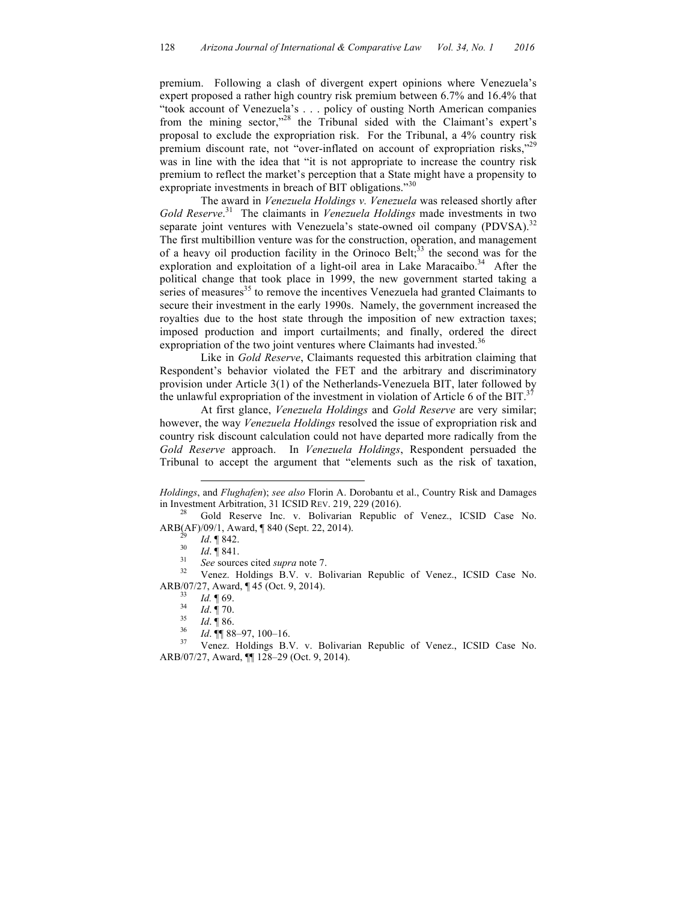premium. Following a clash of divergent expert opinions where Venezuela's expert proposed a rather high country risk premium between 6.7% and 16.4% that "took account of Venezuela's . . . policy of ousting North American companies from the mining sector,"[28] the Tribunal sided with the Claimant's expert's proposal to exclude the expropriation risk. For the Tribunal, a 4% country risk premium discount rate, not "over-inflated on account of expropriation risks,"[29] was in line with the idea that "it is not appropriate to increase the country risk premium to reflect the market's perception that a State might have a propensity to expropriate investments in breach of BIT obligations."[30]

The award in *Venezuela Holdings v. Venezuela* was released shortly after *Gold Reserve*.[31] The claimants in *Venezuela Holdings* made investments in two separate joint ventures with Venezuela's state-owned oil company (PDVSA).[32] The first multibillion venture was for the construction, operation, and management of a heavy oil production facility in the Orinoco Belt;[33] the second was for the exploration and exploitation of a light-oil area in Lake Maracaibo.[34] After the political change that took place in 1999, the new government started taking a series of measures[35] to remove the incentives Venezuela had granted Claimants to secure their investment in the early 1990s. Namely, the government increased the royalties due to the host state through the imposition of new extraction taxes; imposed production and import curtailments; and finally, ordered the direct expropriation of the two joint ventures where Claimants had invested.[36]

Like in *Gold Reserve*, Claimants requested this arbitration claiming that Respondent's behavior violated the FET and the arbitrary and discriminatory provision under Article 3(1) of the Netherlands-Venezuela BIT, later followed by the unlawful expropriation of the investment in violation of Article 6 of the BIT.[37]

At first glance, *Venezuela Holdings* and *Gold Reserve* are very similar; however, the way *Venezuela Holdings* resolved the issue of expropriation risk and country risk discount calculation could not have departed more radically from the *Gold Reserve* approach. In *Venezuela Holdings*, Respondent persuaded the Tribunal to accept the argument that "elements such as the risk of taxation,

---

*Holdings*, and *Flughafen*); *see also* Florin A. Dorobantu et al., Country Risk and Damages in Investment Arbitration, 31 ICSID REV. 219, 229 (2016).

[28] Gold Reserve Inc. v. Bolivarian Republic of Venez., ICSID Case No. ARB(AF)/09/1, Award, ¶ 840 (Sept. 22, 2014).

[29] *Id*. ¶ 842.

[30] *Id*. ¶ 841.

[31] *See* sources cited *supra* note 7.

[32] Venez. Holdings B.V. v. Bolivarian Republic of Venez., ICSID Case No. ARB/07/27, Award, ¶ 45 (Oct. 9, 2014).

[33] *Id.* ¶ 69.

[34] *Id*. ¶ 70.

[35] *Id*. ¶ 86.

[36] *Id*. ¶¶ 88–97, 100–16.

[37] Venez. Holdings B.V. v. Bolivarian Republic of Venez., ICSID Case No. ARB/07/27, Award, ¶¶ 128–29 (Oct. 9, 2014).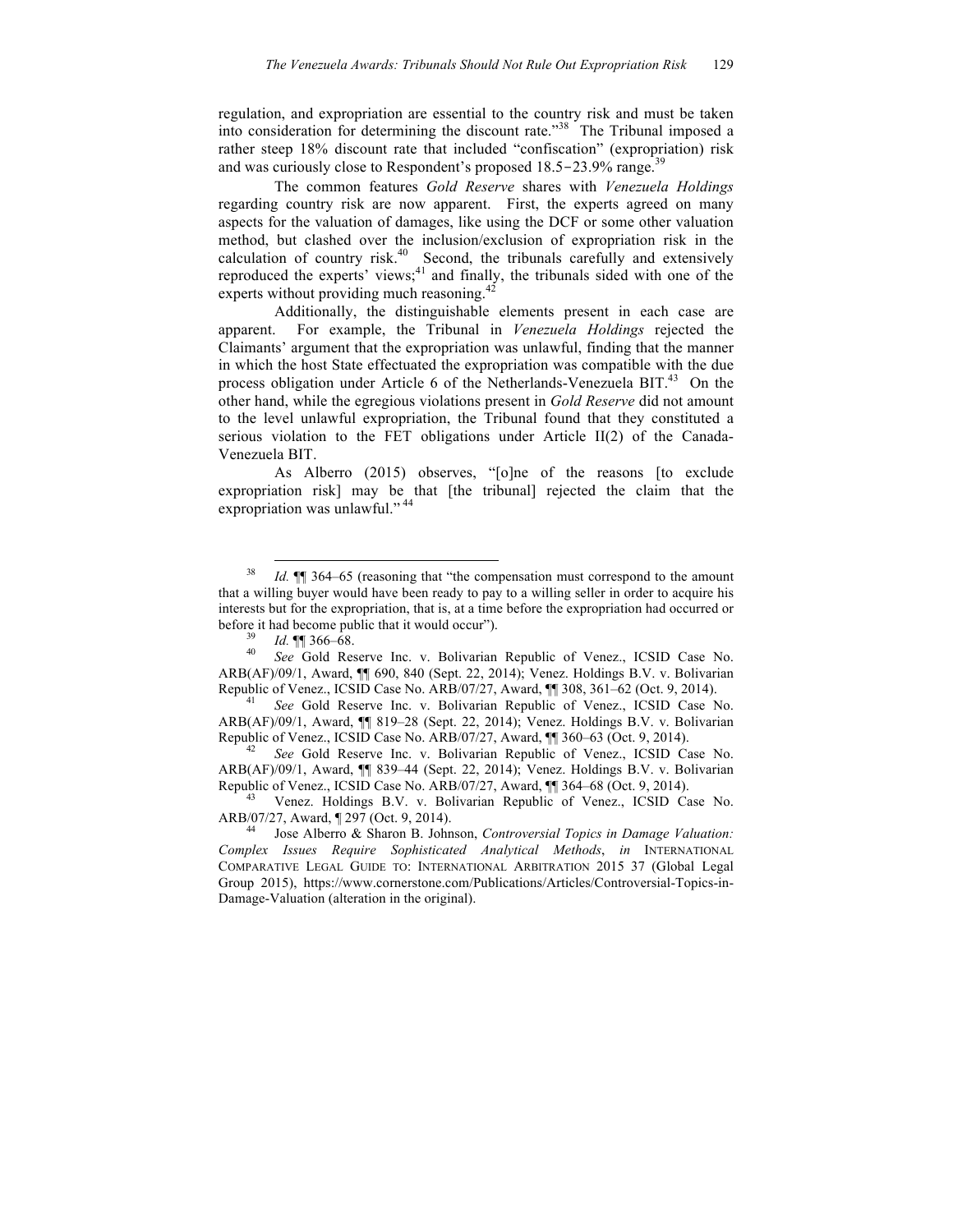regulation, and expropriation are essential to the country risk and must be taken into consideration for determining the discount rate."[38] The Tribunal imposed a rather steep 18% discount rate that included "confiscation" (expropriation) risk and was curiously close to Respondent's proposed 18.5–23.9% range.[39]

The common features *Gold Reserve* shares with *Venezuela Holdings* regarding country risk are now apparent. First, the experts agreed on many aspects for the valuation of damages, like using the DCF or some other valuation method, but clashed over the inclusion/exclusion of expropriation risk in the calculation of country risk.[40] Second, the tribunals carefully and extensively reproduced the experts' views;[41] and finally, the tribunals sided with one of the experts without providing much reasoning.[42]

Additionally, the distinguishable elements present in each case are apparent. For example, the Tribunal in *Venezuela Holdings* rejected the Claimants' argument that the expropriation was unlawful, finding that the manner in which the host State effectuated the expropriation was compatible with the due process obligation under Article 6 of the Netherlands-Venezuela BIT.[43] On the other hand, while the egregious violations present in *Gold Reserve* did not amount to the level unlawful expropriation, the Tribunal found that they constituted a serious violation to the FET obligations under Article II(2) of the Canada-Venezuela BIT.

As Alberro (2015) observes, "[o]ne of the reasons [to exclude expropriation risk] may be that [the tribunal] rejected the claim that the expropriation was unlawful." [44]

---

[38] *Id.* ¶¶ 364–65 (reasoning that "the compensation must correspond to the amount that a willing buyer would have been ready to pay to a willing seller in order to acquire his interests but for the expropriation, that is, at a time before the expropriation had occurred or before it had become public that it would occur").

[39] *Id.* ¶¶ 366–68.

[40] *See* Gold Reserve Inc. v. Bolivarian Republic of Venez., ICSID Case No. ARB(AF)/09/1, Award, ¶¶ 690, 840 (Sept. 22, 2014); Venez. Holdings B.V. v. Bolivarian Republic of Venez., ICSID Case No. ARB/07/27, Award, ¶¶ 308, 361–62 (Oct. 9, 2014).

[41] *See* Gold Reserve Inc. v. Bolivarian Republic of Venez., ICSID Case No. ARB(AF)/09/1, Award, ¶¶ 819–28 (Sept. 22, 2014); Venez. Holdings B.V. v. Bolivarian Republic of Venez., ICSID Case No. ARB/07/27, Award, ¶¶ 360–63 (Oct. 9, 2014).

[42] *See* Gold Reserve Inc. v. Bolivarian Republic of Venez., ICSID Case No. ARB(AF)/09/1, Award, ¶¶ 839–44 (Sept. 22, 2014); Venez. Holdings B.V. v. Bolivarian Republic of Venez., ICSID Case No. ARB/07/27, Award, ¶¶ 364–68 (Oct. 9, 2014).

[43] Venez. Holdings B.V. v. Bolivarian Republic of Venez., ICSID Case No. ARB/07/27, Award, ¶ 297 (Oct. 9, 2014).

[44] Jose Alberro & Sharon B. Johnson, *Controversial Topics in Damage Valuation: Complex Issues Require Sophisticated Analytical Methods*, *in* INTERNATIONAL COMPARATIVE LEGAL GUIDE TO: INTERNATIONAL ARBITRATION 2015 37 (Global Legal Group 2015), https://www.cornerstone.com/Publications/Articles/Controversial-Topics-in-Damage-Valuation (alteration in the original).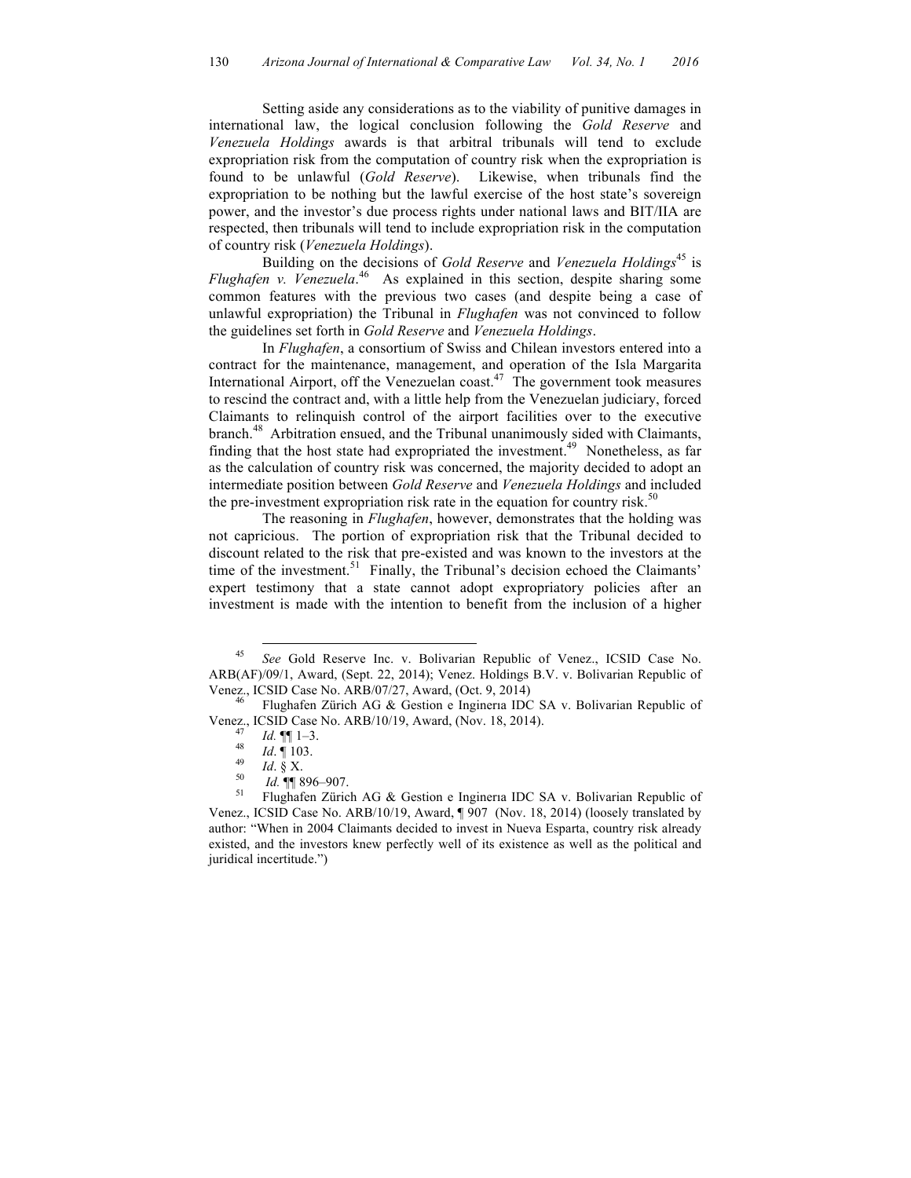Setting aside any considerations as to the viability of punitive damages in international law, the logical conclusion following the *Gold Reserve* and *Venezuela Holdings* awards is that arbitral tribunals will tend to exclude expropriation risk from the computation of country risk when the expropriation is found to be unlawful (*Gold Reserve*). Likewise, when tribunals find the expropriation to be nothing but the lawful exercise of the host state's sovereign power, and the investor's due process rights under national laws and BIT/IIA are respected, then tribunals will tend to include expropriation risk in the computation of country risk (*Venezuela Holdings*).

Building on the decisions of *Gold Reserve* and *Venezuela Holdings*[45] is *Flughafen v. Venezuela*.[46] As explained in this section, despite sharing some common features with the previous two cases (and despite being a case of unlawful expropriation) the Tribunal in *Flughafen* was not convinced to follow the guidelines set forth in *Gold Reserve* and *Venezuela Holdings*.

In *Flughafen*, a consortium of Swiss and Chilean investors entered into a contract for the maintenance, management, and operation of the Isla Margarita International Airport, off the Venezuelan coast.[47] The government took measures to rescind the contract and, with a little help from the Venezuelan judiciary, forced Claimants to relinquish control of the airport facilities over to the executive branch.[48] Arbitration ensued, and the Tribunal unanimously sided with Claimants, finding that the host state had expropriated the investment.[49] Nonetheless, as far as the calculation of country risk was concerned, the majority decided to adopt an intermediate position between *Gold Reserve* and *Venezuela Holdings* and included the pre-investment expropriation risk rate in the equation for country risk.[50]

The reasoning in *Flughafen*, however, demonstrates that the holding was not capricious. The portion of expropriation risk that the Tribunal decided to discount related to the risk that pre-existed and was known to the investors at the time of the investment.[51] Finally, the Tribunal's decision echoed the Claimants' expert testimony that a state cannot adopt expropriatory policies after an investment is made with the intention to benefit from the inclusion of a higher

---

[45] *See* Gold Reserve Inc. v. Bolivarian Republic of Venez., ICSID Case No. ARB(AF)/09/1, Award, (Sept. 22, 2014); Venez. Holdings B.V. v. Bolivarian Republic of Venez., ICSID Case No. ARB/07/27, Award, (Oct. 9, 2014)

[46] Flughafen Zürich AG & Gestion e Ingineria IDC SA v. Bolivarian Republic of Venez., ICSID Case No. ARB/10/19, Award, (Nov. 18, 2014).

[47] *Id.* ¶¶ 1–3.

[48] *Id*. ¶ 103.

[49] *Id*. § X.

[50] *Id.* ¶¶ 896–907.

[51] Flughafen Zürich AG & Gestion e Ingineria IDC SA v. Bolivarian Republic of Venez., ICSID Case No. ARB/10/19, Award, ¶ 907 (Nov. 18, 2014) (loosely translated by author: "When in 2004 Claimants decided to invest in Nueva Esparta, country risk already existed, and the investors knew perfectly well of its existence as well as the political and juridical incertitude.")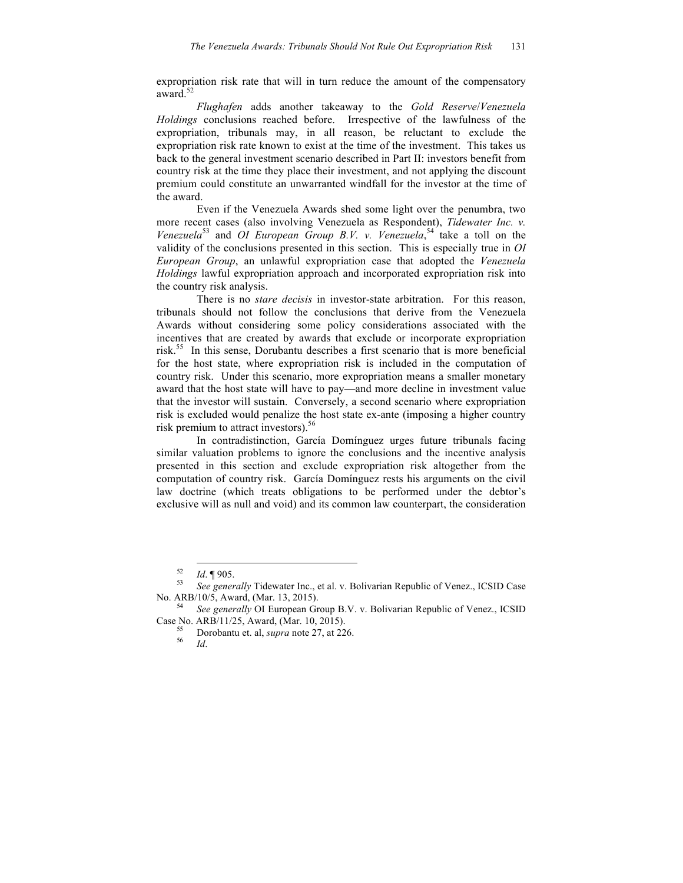expropriation risk rate that will in turn reduce the amount of the compensatory award.[52]

*Flughafen* adds another takeaway to the *Gold Reserve*/*Venezuela Holdings* conclusions reached before. Irrespective of the lawfulness of the expropriation, tribunals may, in all reason, be reluctant to exclude the expropriation risk rate known to exist at the time of the investment. This takes us back to the general investment scenario described in Part II: investors benefit from country risk at the time they place their investment, and not applying the discount premium could constitute an unwarranted windfall for the investor at the time of the award.

Even if the Venezuela Awards shed some light over the penumbra, two more recent cases (also involving Venezuela as Respondent), *Tidewater Inc. v. Venezuela*[53] and *OI European Group B.V. v. Venezuela*,[54] take a toll on the validity of the conclusions presented in this section. This is especially true in *OI European Group*, an unlawful expropriation case that adopted the *Venezuela Holdings* lawful expropriation approach and incorporated expropriation risk into the country risk analysis.

There is no *stare decisis* in investor-state arbitration. For this reason, tribunals should not follow the conclusions that derive from the Venezuela Awards without considering some policy considerations associated with the incentives that are created by awards that exclude or incorporate expropriation risk.[55] In this sense, Dorubantu describes a first scenario that is more beneficial for the host state, where expropriation risk is included in the computation of country risk. Under this scenario, more expropriation means a smaller monetary award that the host state will have to pay—and more decline in investment value that the investor will sustain. Conversely, a second scenario where expropriation risk is excluded would penalize the host state ex-ante (imposing a higher country risk premium to attract investors).[56]

In contradistinction, García Domínguez urges future tribunals facing similar valuation problems to ignore the conclusions and the incentive analysis presented in this section and exclude expropriation risk altogether from the computation of country risk. García Domínguez rests his arguments on the civil law doctrine (which treats obligations to be performed under the debtor's exclusive will as null and void) and its common law counterpart, the consideration

---

[52] *Id*. ¶ 905.

[53] *See generally* Tidewater Inc., et al. v. Bolivarian Republic of Venez., ICSID Case No. ARB/10/5, Award, (Mar. 13, 2015).

[54] *See generally* OI European Group B.V. v. Bolivarian Republic of Venez., ICSID Case No. ARB/11/25, Award, (Mar. 10, 2015).

[55] Dorobantu et. al, *supra* note 27, at 226.

[56] *Id*.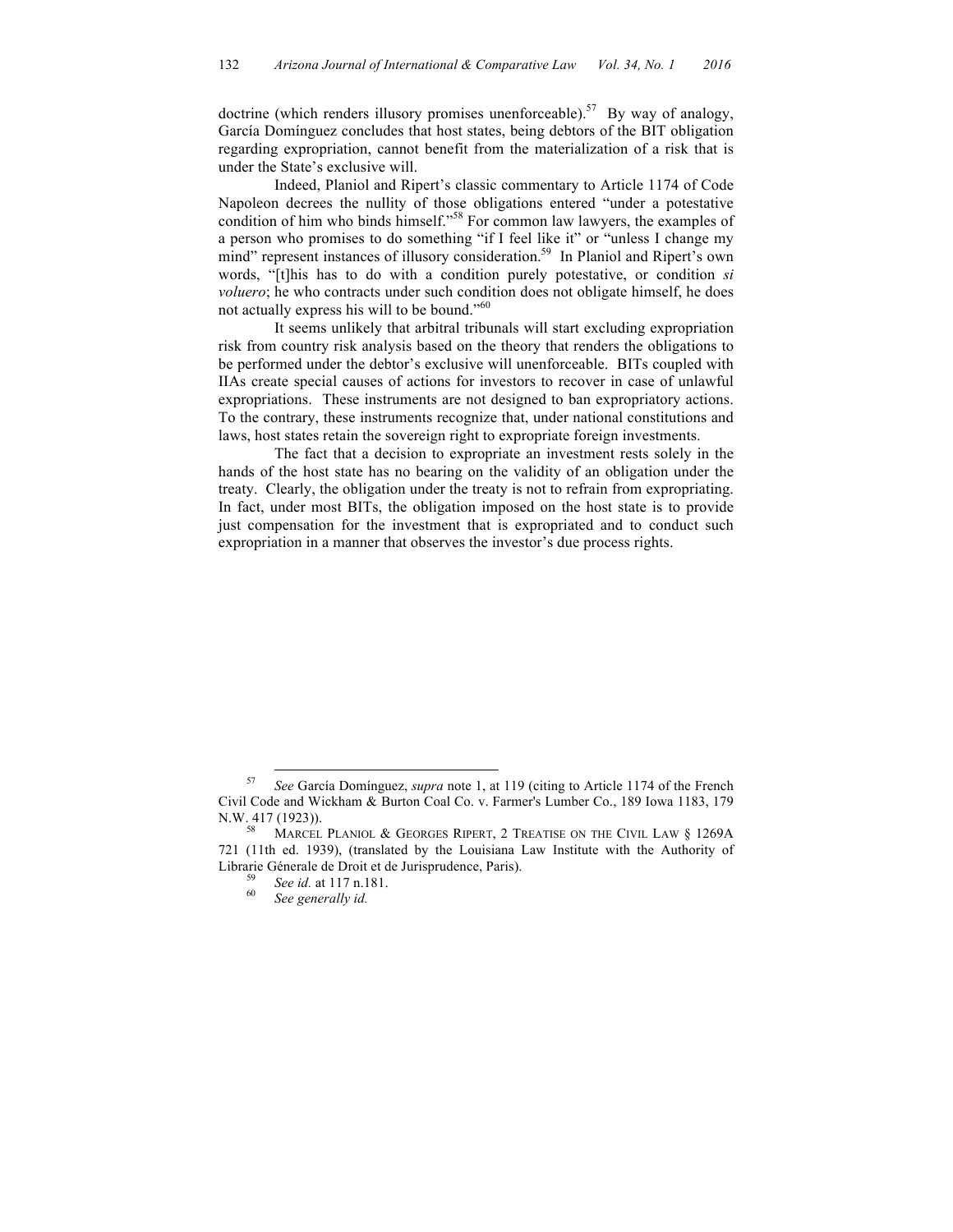doctrine (which renders illusory promises unenforceable).[57] By way of analogy, García Domínguez concludes that host states, being debtors of the BIT obligation regarding expropriation, cannot benefit from the materialization of a risk that is under the State's exclusive will.

Indeed, Planiol and Ripert's classic commentary to Article 1174 of Code Napoleon decrees the nullity of those obligations entered "under a potestative condition of him who binds himself."[58] For common law lawyers, the examples of a person who promises to do something "if I feel like it" or "unless I change my mind" represent instances of illusory consideration.[59] In Planiol and Ripert's own words, "[t]his has to do with a condition purely potestative, or condition *si voluero*; he who contracts under such condition does not obligate himself, he does not actually express his will to be bound."[60]

It seems unlikely that arbitral tribunals will start excluding expropriation risk from country risk analysis based on the theory that renders the obligations to be performed under the debtor's exclusive will unenforceable. BITs coupled with IIAs create special causes of actions for investors to recover in case of unlawful expropriations. These instruments are not designed to ban expropriatory actions. To the contrary, these instruments recognize that, under national constitutions and laws, host states retain the sovereign right to expropriate foreign investments.

The fact that a decision to expropriate an investment rests solely in the hands of the host state has no bearing on the validity of an obligation under the treaty. Clearly, the obligation under the treaty is not to refrain from expropriating. In fact, under most BITs, the obligation imposed on the host state is to provide just compensation for the investment that is expropriated and to conduct such expropriation in a manner that observes the investor's due process rights.

---

[57] *See* García Domínguez, *supra* note 1, at 119 (citing to Article 1174 of the French Civil Code and Wickham & Burton Coal Co. v. Farmer's Lumber Co., 189 Iowa 1183, 179 N.W. 417 (1923)).

[58] MARCEL PLANIOL & GEORGES RIPERT, 2 TREATISE ON THE CIVIL LAW § 1269A 721 (11th ed. 1939), (translated by the Louisiana Law Institute with the Authority of Librarie Génerale de Droit et de Jurisprudence, Paris).

[59] *See id.* at 117 n.181.

[60] *See generally id.*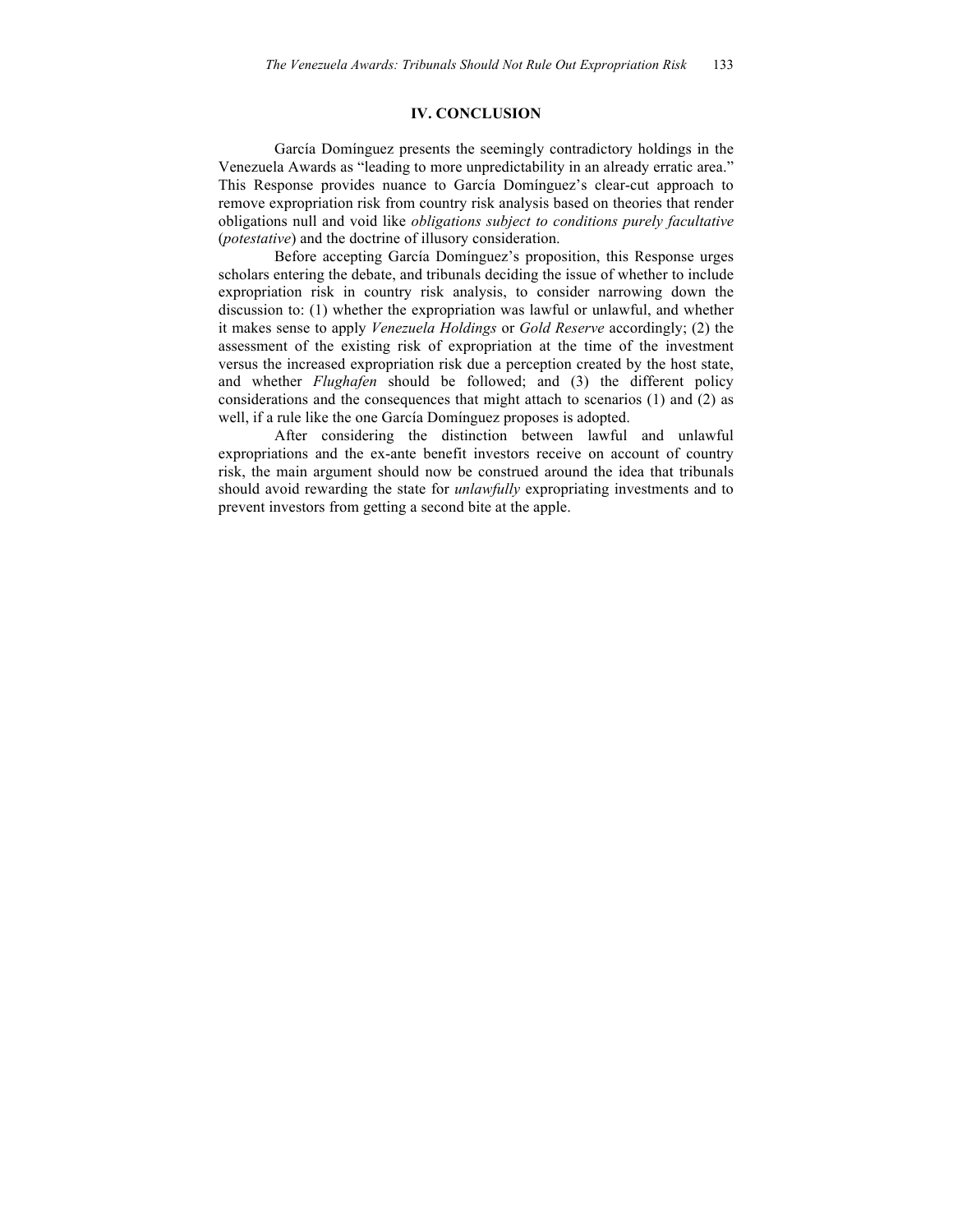## IV. CONCLUSION

García Domínguez presents the seemingly contradictory holdings in the Venezuela Awards as "leading to more unpredictability in an already erratic area." This Response provides nuance to García Domínguez's clear-cut approach to remove expropriation risk from country risk analysis based on theories that render obligations null and void like *obligations subject to conditions purely facultative* (*potestative*) and the doctrine of illusory consideration.

Before accepting García Domínguez's proposition, this Response urges scholars entering the debate, and tribunals deciding the issue of whether to include expropriation risk in country risk analysis, to consider narrowing down the discussion to: (1) whether the expropriation was lawful or unlawful, and whether it makes sense to apply *Venezuela Holdings* or *Gold Reserve* accordingly; (2) the assessment of the existing risk of expropriation at the time of the investment versus the increased expropriation risk due a perception created by the host state, and whether *Flughafen* should be followed; and (3) the different policy considerations and the consequences that might attach to scenarios (1) and (2) as well, if a rule like the one García Domínguez proposes is adopted.

After considering the distinction between lawful and unlawful expropriations and the ex-ante benefit investors receive on account of country risk, the main argument should now be construed around the idea that tribunals should avoid rewarding the state for *unlawfully* expropriating investments and to prevent investors from getting a second bite at the apple.